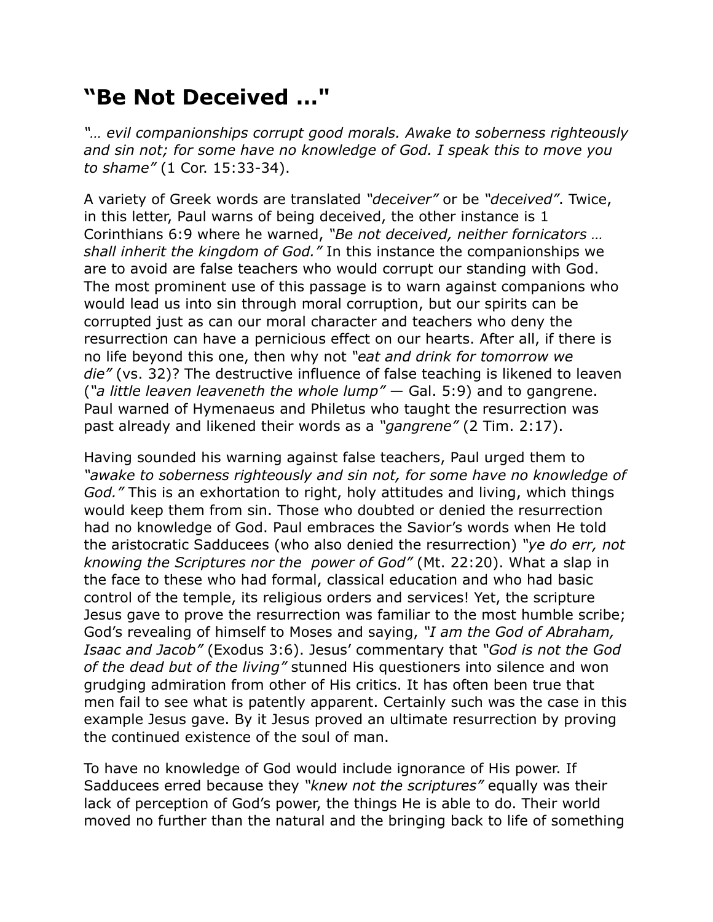# "Be Not Deceived …"

*"… evil companionships corrupt good morals. Awake to soberness righteously and sin not; for some have no knowledge of God. I speak this to move you to shame"* (1 Cor. 15:33-34).

A variety of Greek words are translated *"deceiver"* or be *"deceived"*. Twice, in this letter, Paul warns of being deceived, the other instance is 1 Corinthians 6:9 where he warned, *"Be not deceived, neither fornicators … shall inherit the kingdom of God."* In this instance the companionships we are to avoid are false teachers who would corrupt our standing with God. The most prominent use of this passage is to warn against companions who would lead us into sin through moral corruption, but our spirits can be corrupted just as can our moral character and teachers who deny the resurrection can have a pernicious effect on our hearts. After all, if there is no life beyond this one, then why not *"eat and drink for tomorrow we die"* (vs. 32)? The destructive influence of false teaching is likened to leaven (*"a little leaven leaveneth the whole lump"* — Gal. 5:9) and to gangrene. Paul warned of Hymenaeus and Philetus who taught the resurrection was past already and likened their words as a *"gangrene"* (2 Tim. 2:17).

Having sounded his warning against false teachers, Paul urged them to *"awake to soberness righteously and sin not, for some have no knowledge of God."* This is an exhortation to right, holy attitudes and living, which things would keep them from sin. Those who doubted or denied the resurrection had no knowledge of God. Paul embraces the Savior's words when He told the aristocratic Sadducees (who also denied the resurrection) *"ye do err, not knowing the Scriptures nor the power of God"* (Mt. 22:20). What a slap in the face to these who had formal, classical education and who had basic control of the temple, its religious orders and services! Yet, the scripture Jesus gave to prove the resurrection was familiar to the most humble scribe; God's revealing of himself to Moses and saying, *"I am the God of Abraham, Isaac and Jacob"* (Exodus 3:6). Jesus' commentary that *"God is not the God of the dead but of the living"* stunned His questioners into silence and won grudging admiration from other of His critics. It has often been true that men fail to see what is patently apparent. Certainly such was the case in this example Jesus gave. By it Jesus proved an ultimate resurrection by proving the continued existence of the soul of man.

To have no knowledge of God would include ignorance of His power. If Sadducees erred because they *"knew not the scriptures"* equally was their lack of perception of God's power, the things He is able to do. Their world moved no further than the natural and the bringing back to life of something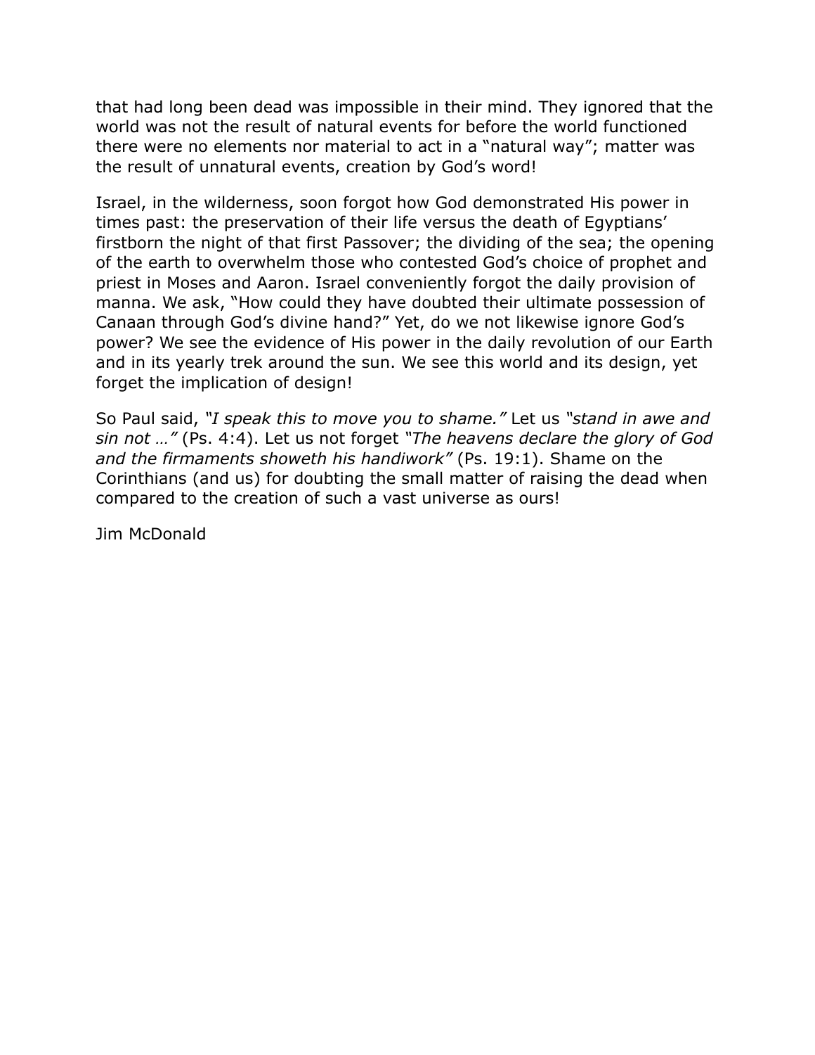that had long been dead was impossible in their mind. They ignored that the world was not the result of natural events for before the world functioned there were no elements nor material to act in a "natural way"; matter was the result of unnatural events, creation by God's word!

Israel, in the wilderness, soon forgot how God demonstrated His power in times past: the preservation of their life versus the death of Egyptians' firstborn the night of that first Passover; the dividing of the sea; the opening of the earth to overwhelm those who contested God's choice of prophet and priest in Moses and Aaron. Israel conveniently forgot the daily provision of manna. We ask, "How could they have doubted their ultimate possession of Canaan through God's divine hand?" Yet, do we not likewise ignore God's power? We see the evidence of His power in the daily revolution of our Earth and in its yearly trek around the sun. We see this world and its design, yet forget the implication of design!

So Paul said, *"I speak this to move you to shame."* Let us *"stand in awe and sin not …"* (Ps. 4:4). Let us not forget *"The heavens declare the glory of God and the firmaments showeth his handiwork"* (Ps. 19:1). Shame on the Corinthians (and us) for doubting the small matter of raising the dead when compared to the creation of such a vast universe as ours!

Jim McDonald